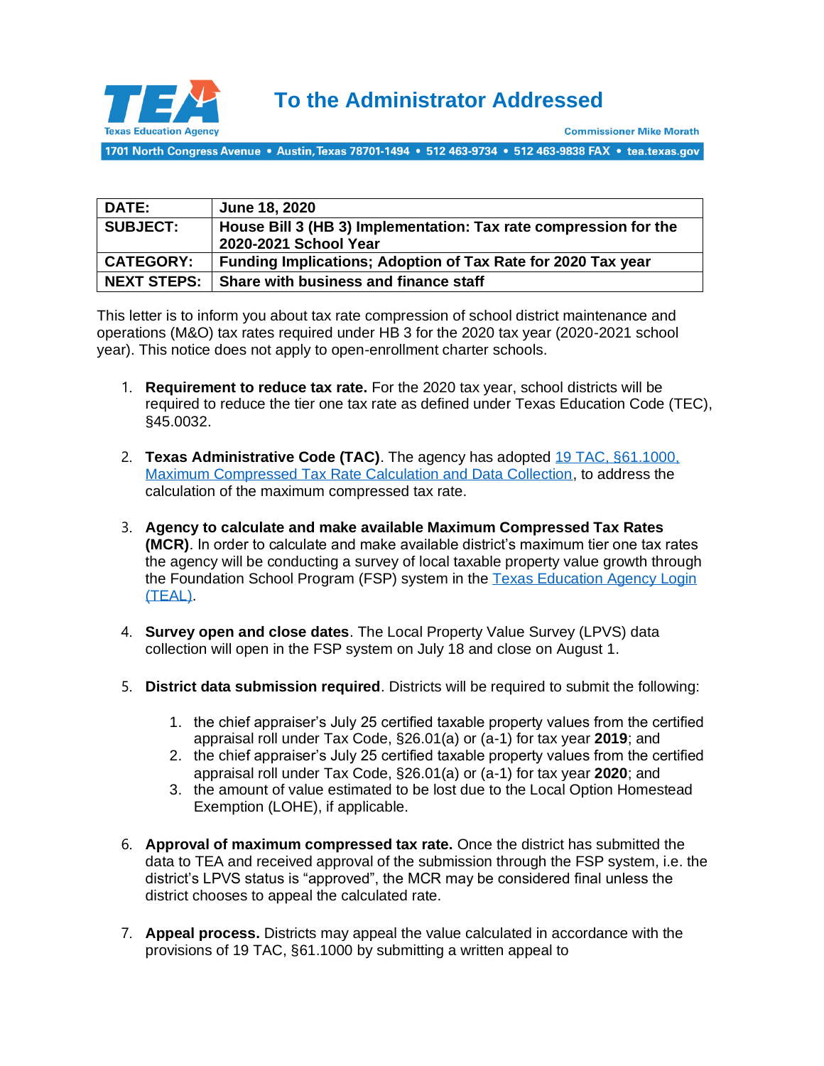Texas Education Agency

# To the Administrator Addressed

Commissioner Mike Morath

1701 North Congress Avenue • Austin, Texas 78701-1494 • 512 463-9734 • 512 463-9838 FAX • tea.texas.gov

| **DATE:** | **June 18, 2020** |
|---|---|
| **SUBJECT:** | **House Bill 3 (HB 3) Implementation: Tax rate compression for the 2020-2021 School Year** |
| **CATEGORY:** | **Funding Implications; Adoption of Tax Rate for 2020 Tax year** |
| **NEXT STEPS:** | **Share with business and finance staff** |

This letter is to inform you about tax rate compression of school district maintenance and operations (M&O) tax rates required under HB 3 for the 2020 tax year (2020-2021 school year). This notice does not apply to open-enrollment charter schools.

1. **Requirement to reduce tax rate.** For the 2020 tax year, school districts will be required to reduce the tier one tax rate as defined under Texas Education Code (TEC), §45.0032.

2. **Texas Administrative Code (TAC)**. The agency has adopted [19 TAC, §61.1000, Maximum Compressed Tax Rate Calculation and Data Collection](), to address the calculation of the maximum compressed tax rate.

3. **Agency to calculate and make available Maximum Compressed Tax Rates (MCR)**. In order to calculate and make available district's maximum tier one tax rates the agency will be conducting a survey of local taxable property value growth through the Foundation School Program (FSP) system in the [Texas Education Agency Login (TEAL)]().

4. **Survey open and close dates**. The Local Property Value Survey (LPVS) data collection will open in the FSP system on July 18 and close on August 1.

5. **District data submission required**. Districts will be required to submit the following:

    1. the chief appraiser's July 25 certified taxable property values from the certified appraisal roll under Tax Code, §26.01(a) or (a-1) for tax year **2019**; and
    2. the chief appraiser's July 25 certified taxable property values from the certified appraisal roll under Tax Code, §26.01(a) or (a-1) for tax year **2020**; and
    3. the amount of value estimated to be lost due to the Local Option Homestead Exemption (LOHE), if applicable.

6. **Approval of maximum compressed tax rate.** Once the district has submitted the data to TEA and received approval of the submission through the FSP system, i.e. the district's LPVS status is "approved", the MCR may be considered final unless the district chooses to appeal the calculated rate.

7. **Appeal process.** Districts may appeal the value calculated in accordance with the provisions of 19 TAC, §61.1000 by submitting a written appeal to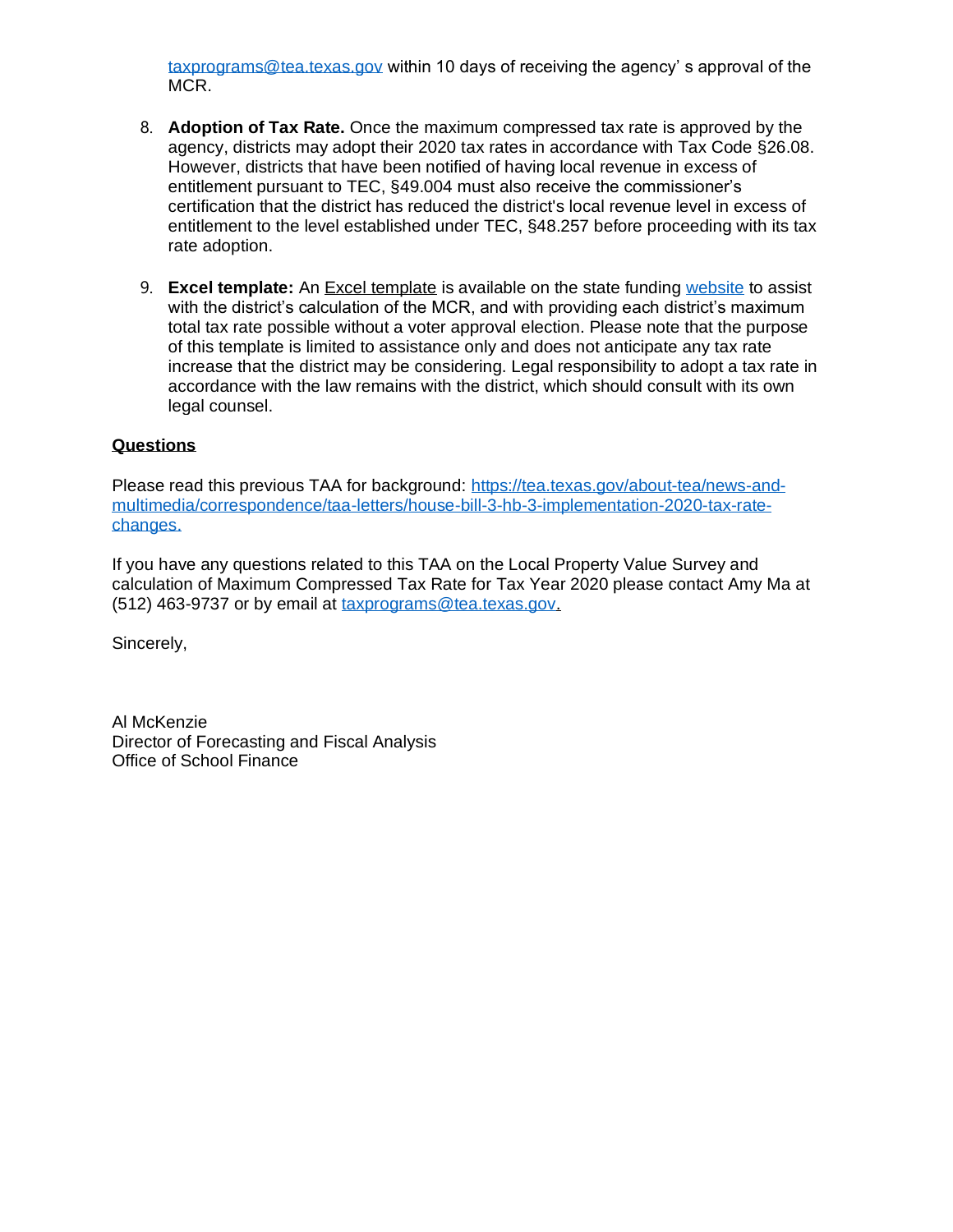taxprograms@tea.texas.gov within 10 days of receiving the agency’ s approval of the MCR.

8. **Adoption of Tax Rate.** Once the maximum compressed tax rate is approved by the agency, districts may adopt their 2020 tax rates in accordance with Tax Code §26.08. However, districts that have been notified of having local revenue in excess of entitlement pursuant to TEC, §49.004 must also receive the commissioner’s certification that the district has reduced the district's local revenue level in excess of entitlement to the level established under TEC, §48.257 before proceeding with its tax rate adoption.

9. **Excel template:** An Excel template is available on the state funding website to assist with the district’s calculation of the MCR, and with providing each district’s maximum total tax rate possible without a voter approval election. Please note that the purpose of this template is limited to assistance only and does not anticipate any tax rate increase that the district may be considering. Legal responsibility to adopt a tax rate in accordance with the law remains with the district, which should consult with its own legal counsel.

## Questions

Please read this previous TAA for background: https://tea.texas.gov/about-tea/news-and-multimedia/correspondence/taa-letters/house-bill-3-hb-3-implementation-2020-tax-rate-changes.

If you have any questions related to this TAA on the Local Property Value Survey and calculation of Maximum Compressed Tax Rate for Tax Year 2020 please contact Amy Ma at (512) 463-9737 or by email at taxprograms@tea.texas.gov.

Sincerely,

Al McKenzie
Director of Forecasting and Fiscal Analysis
Office of School Finance